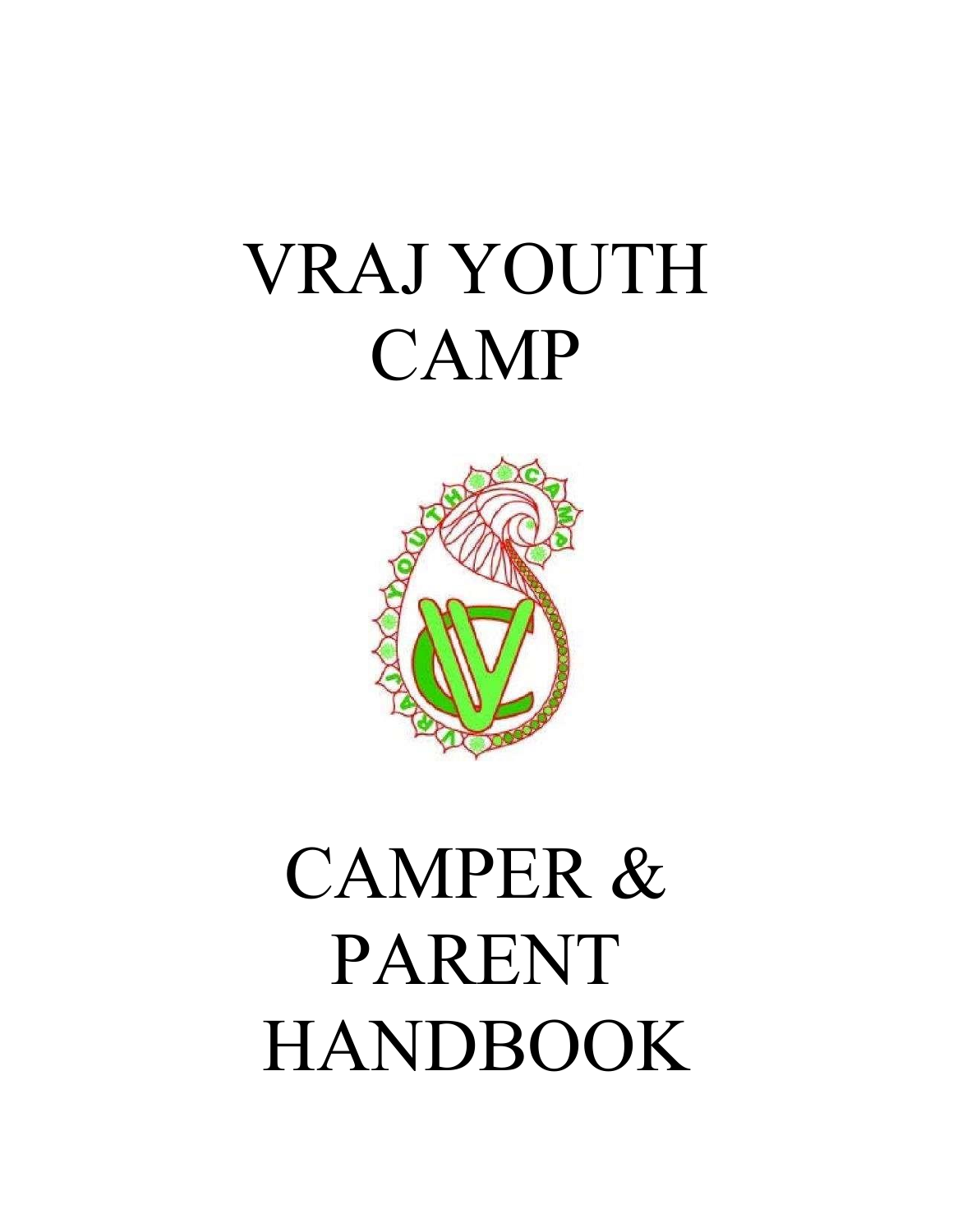# VRAJ YOUTH CAMP

# CAMPER & PARENT HANDBOOK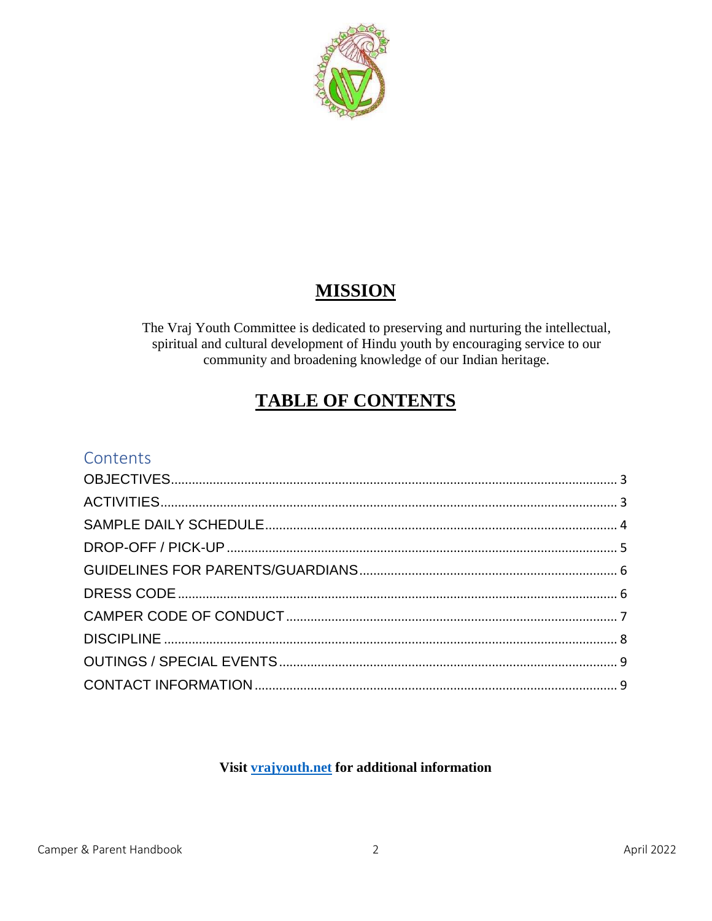# MISSION

The Vraj Youth Committee is dedicated to preserving and nurturing the intellectual, spiritual and cultural development of Hindu youth by encouraging service to our community and broadening knowledge of our Indian heritage.

# TABLE OF CONTENTS

## Contents

- OBJECTIVES ........ 3
- ACTIVITIES ........ 3
- SAMPLE DAILY SCHEDULE ........ 4
- DROP-OFF / PICK-UP ........ 5
- GUIDELINES FOR PARENTS/GUARDIANS ........ 6
- DRESS CODE ........ 6
- CAMPER CODE OF CONDUCT ........ 7
- DISCIPLINE ........ 8
- OUTINGS / SPECIAL EVENTS ........ 9
- CONTACT INFORMATION ........ 9

**Visit vrajyouth.net for additional information**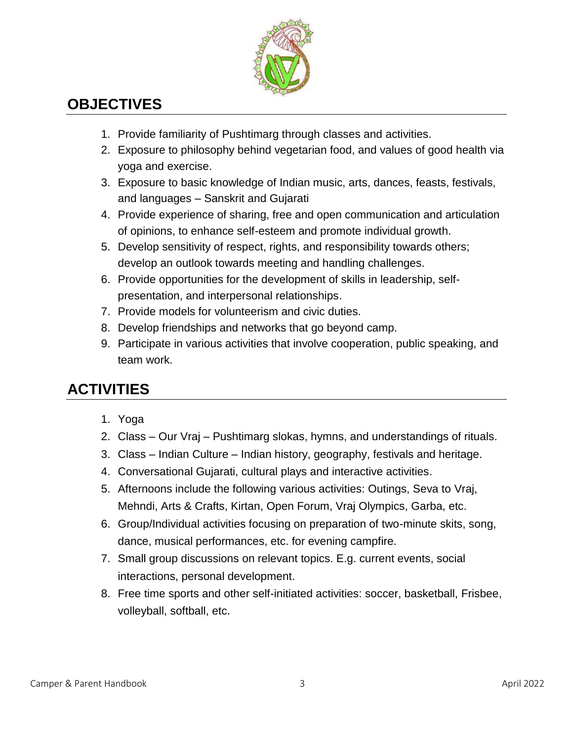## OBJECTIVES

1. Provide familiarity of Pushtimarg through classes and activities.
2. Exposure to philosophy behind vegetarian food, and values of good health via yoga and exercise.
3. Exposure to basic knowledge of Indian music, arts, dances, feasts, festivals, and languages – Sanskrit and Gujarati
4. Provide experience of sharing, free and open communication and articulation of opinions, to enhance self-esteem and promote individual growth.
5. Develop sensitivity of respect, rights, and responsibility towards others; develop an outlook towards meeting and handling challenges.
6. Provide opportunities for the development of skills in leadership, self-presentation, and interpersonal relationships.
7. Provide models for volunteerism and civic duties.
8. Develop friendships and networks that go beyond camp.
9. Participate in various activities that involve cooperation, public speaking, and team work.

## ACTIVITIES

1. Yoga
2. Class – Our Vraj – Pushtimarg slokas, hymns, and understandings of rituals.
3. Class – Indian Culture – Indian history, geography, festivals and heritage.
4. Conversational Gujarati, cultural plays and interactive activities.
5. Afternoons include the following various activities: Outings, Seva to Vraj, Mehndi, Arts & Crafts, Kirtan, Open Forum, Vraj Olympics, Garba, etc.
6. Group/Individual activities focusing on preparation of two-minute skits, song, dance, musical performances, etc. for evening campfire.
7. Small group discussions on relevant topics. E.g. current events, social interactions, personal development.
8. Free time sports and other self-initiated activities: soccer, basketball, Frisbee, volleyball, softball, etc.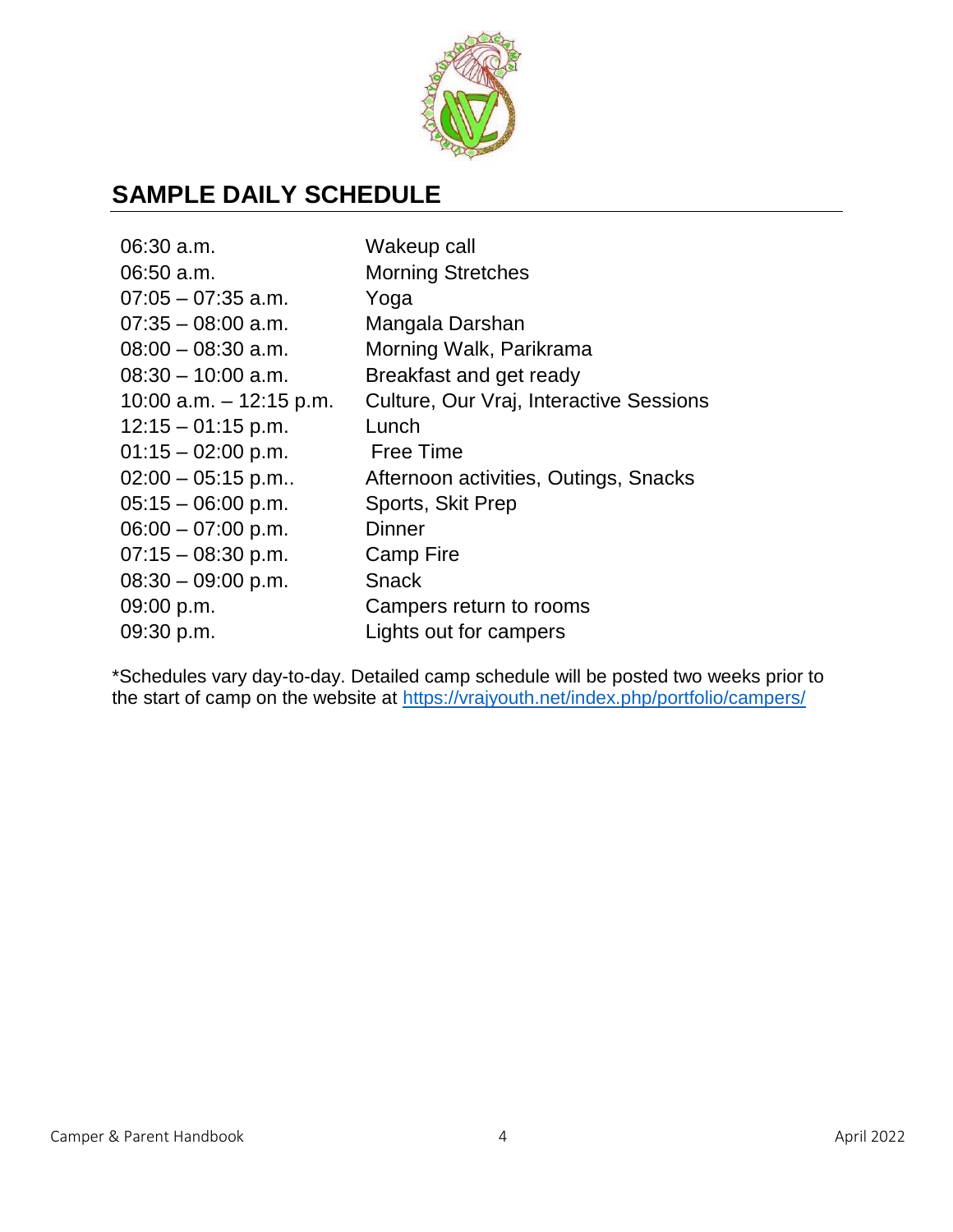## SAMPLE DAILY SCHEDULE

| | |
|---|---|
| 06:30 a.m. | Wakeup call |
| 06:50 a.m. | Morning Stretches |
| 07:05 – 07:35 a.m. | Yoga |
| 07:35 – 08:00 a.m. | Mangala Darshan |
| 08:00 – 08:30 a.m. | Morning Walk, Parikrama |
| 08:30 – 10:00 a.m. | Breakfast and get ready |
| 10:00 a.m. – 12:15 p.m. | Culture, Our Vraj, Interactive Sessions |
| 12:15 – 01:15 p.m. | Lunch |
| 01:15 – 02:00 p.m. | Free Time |
| 02:00 – 05:15 p.m.. | Afternoon activities, Outings, Snacks |
| 05:15 – 06:00 p.m. | Sports, Skit Prep |
| 06:00 – 07:00 p.m. | Dinner |
| 07:15 – 08:30 p.m. | Camp Fire |
| 08:30 – 09:00 p.m. | Snack |
| 09:00 p.m. | Campers return to rooms |
| 09:30 p.m. | Lights out for campers |

*Schedules vary day-to-day. Detailed camp schedule will be posted two weeks prior to the start of camp on the website at https://vrajyouth.net/index.php/portfolio/campers/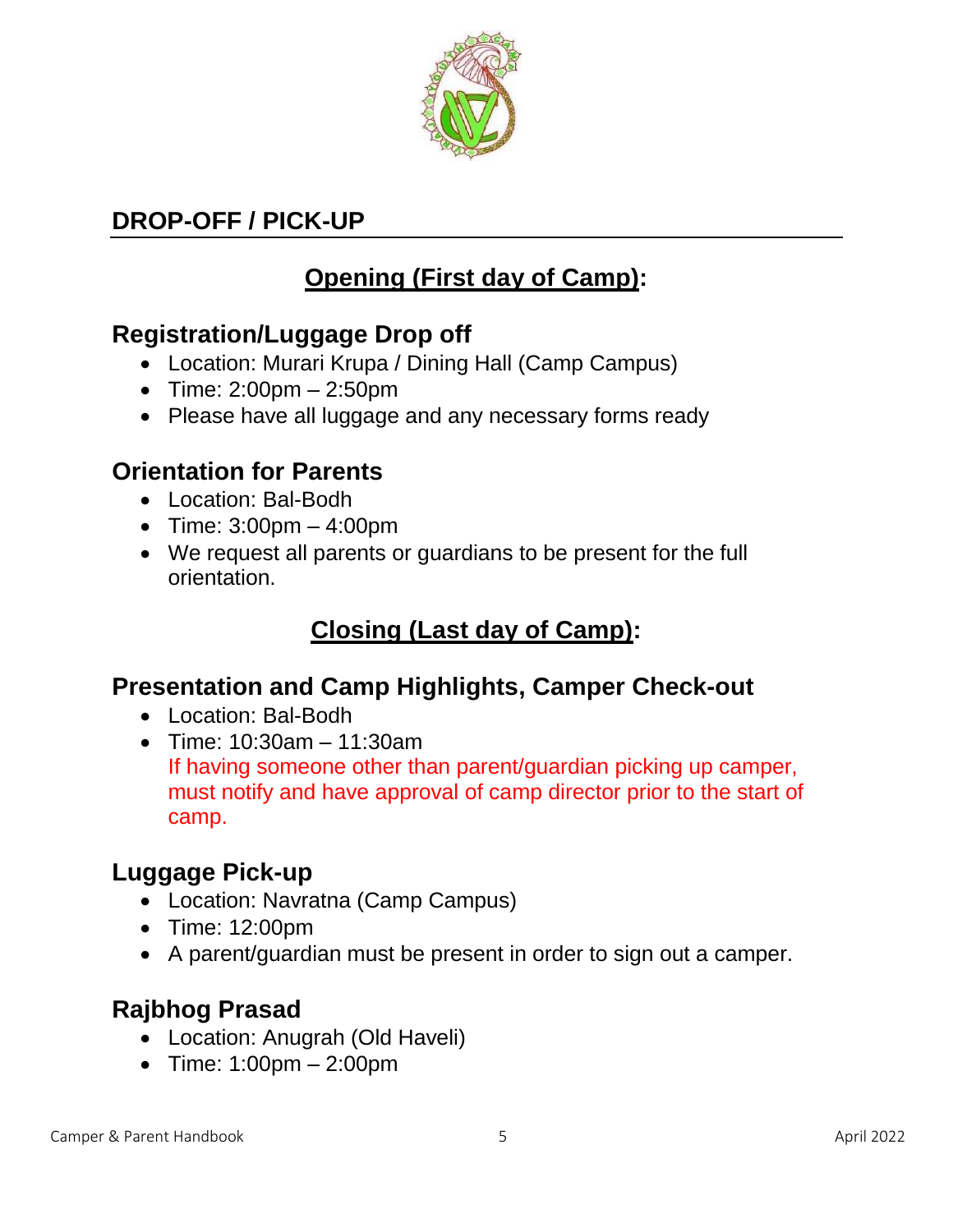## DROP-OFF / PICK-UP

### Opening (First day of Camp):

#### Registration/Luggage Drop off

- Location: Murari Krupa / Dining Hall (Camp Campus)
- Time: 2:00pm – 2:50pm
- Please have all luggage and any necessary forms ready

#### Orientation for Parents

- Location: Bal-Bodh
- Time: 3:00pm – 4:00pm
- We request all parents or guardians to be present for the full orientation.

### Closing (Last day of Camp):

#### Presentation and Camp Highlights, Camper Check-out

- Location: Bal-Bodh
- Time: 10:30am – 11:30am
  If having someone other than parent/guardian picking up camper, must notify and have approval of camp director prior to the start of camp.

#### Luggage Pick-up

- Location: Navratna (Camp Campus)
- Time: 12:00pm
- A parent/guardian must be present in order to sign out a camper.

#### Rajbhog Prasad

- Location: Anugrah (Old Haveli)
- Time: 1:00pm – 2:00pm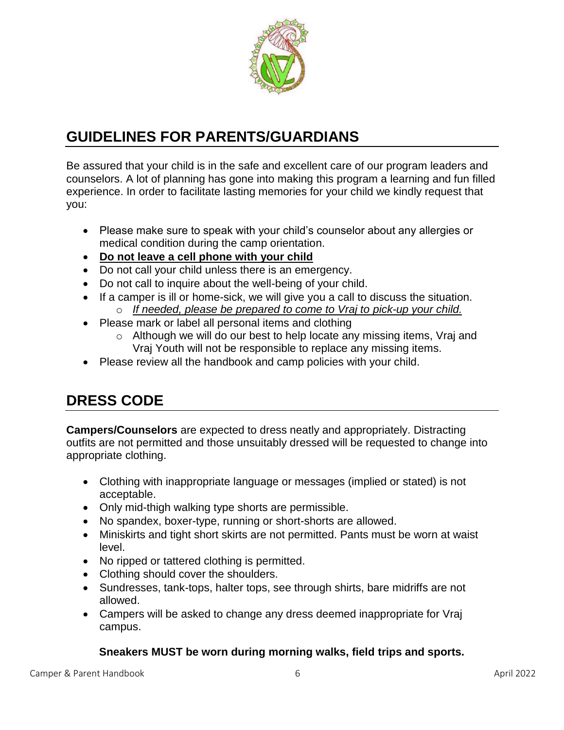## GUIDELINES FOR PARENTS/GUARDIANS

Be assured that your child is in the safe and excellent care of our program leaders and counselors. A lot of planning has gone into making this program a learning and fun filled experience. In order to facilitate lasting memories for your child we kindly request that you:

- Please make sure to speak with your child's counselor about any allergies or medical condition during the camp orientation.
- **Do not leave a cell phone with your child**
- Do not call your child unless there is an emergency.
- Do not call to inquire about the well-being of your child.
- If a camper is ill or home-sick, we will give you a call to discuss the situation.
  - *If needed, please be prepared to come to Vraj to pick-up your child.*
- Please mark or label all personal items and clothing
  - Although we will do our best to help locate any missing items, Vraj and Vraj Youth will not be responsible to replace any missing items.
- Please review all the handbook and camp policies with your child.

## DRESS CODE

**Campers/Counselors** are expected to dress neatly and appropriately. Distracting outfits are not permitted and those unsuitably dressed will be requested to change into appropriate clothing.

- Clothing with inappropriate language or messages (implied or stated) is not acceptable.
- Only mid-thigh walking type shorts are permissible.
- No spandex, boxer-type, running or short-shorts are allowed.
- Miniskirts and tight short skirts are not permitted. Pants must be worn at waist level.
- No ripped or tattered clothing is permitted.
- Clothing should cover the shoulders.
- Sundresses, tank-tops, halter tops, see through shirts, bare midriffs are not allowed.
- Campers will be asked to change any dress deemed inappropriate for Vraj campus.

**Sneakers MUST be worn during morning walks, field trips and sports.**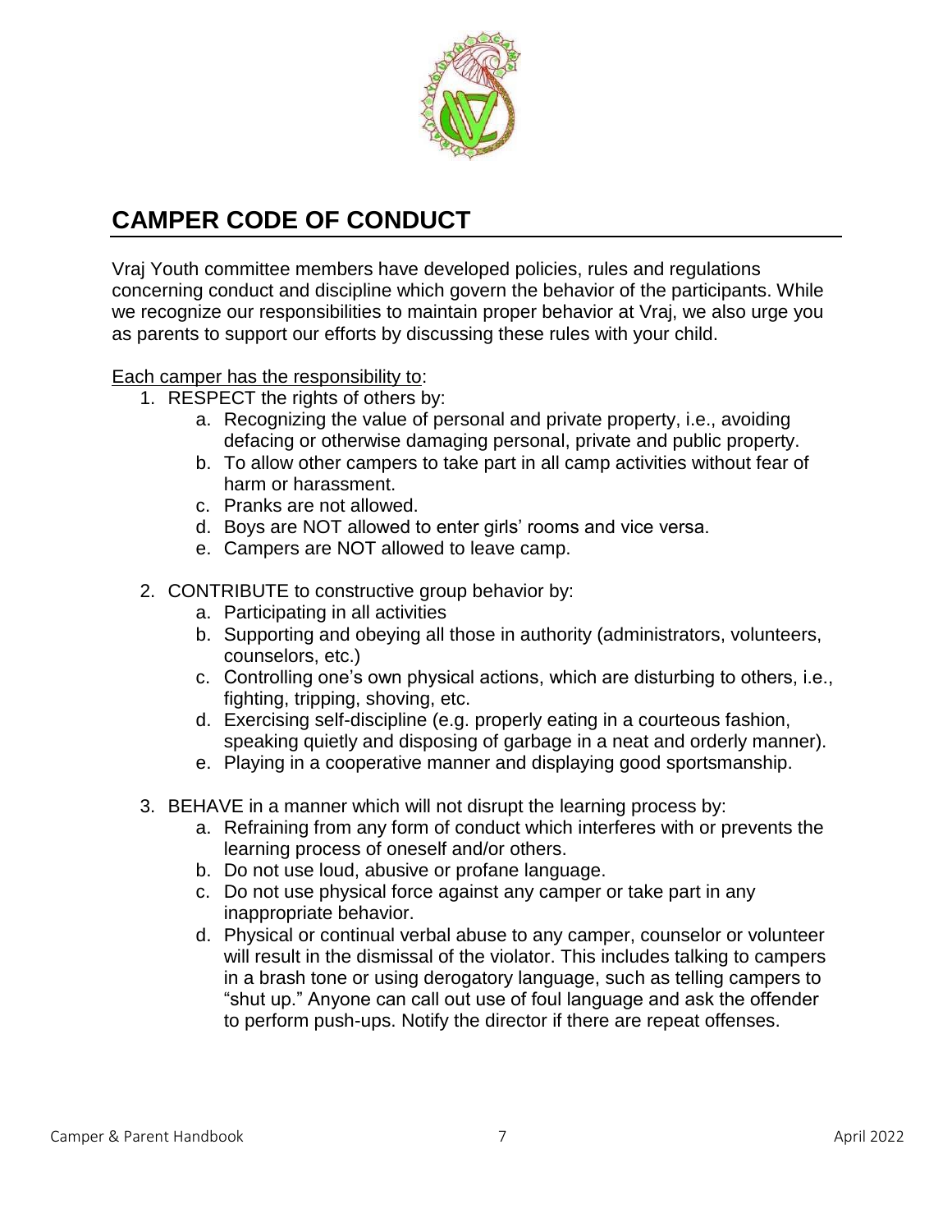## CAMPER CODE OF CONDUCT

Vraj Youth committee members have developed policies, rules and regulations concerning conduct and discipline which govern the behavior of the participants. While we recognize our responsibilities to maintain proper behavior at Vraj, we also urge you as parents to support our efforts by discussing these rules with your child.

Each camper has the responsibility to:

1. RESPECT the rights of others by:
   a. Recognizing the value of personal and private property, i.e., avoiding defacing or otherwise damaging personal, private and public property.
   b. To allow other campers to take part in all camp activities without fear of harm or harassment.
   c. Pranks are not allowed.
   d. Boys are NOT allowed to enter girls' rooms and vice versa.
   e. Campers are NOT allowed to leave camp.

2. CONTRIBUTE to constructive group behavior by:
   a. Participating in all activities
   b. Supporting and obeying all those in authority (administrators, volunteers, counselors, etc.)
   c. Controlling one's own physical actions, which are disturbing to others, i.e., fighting, tripping, shoving, etc.
   d. Exercising self-discipline (e.g. properly eating in a courteous fashion, speaking quietly and disposing of garbage in a neat and orderly manner).
   e. Playing in a cooperative manner and displaying good sportsmanship.

3. BEHAVE in a manner which will not disrupt the learning process by:
   a. Refraining from any form of conduct which interferes with or prevents the learning process of oneself and/or others.
   b. Do not use loud, abusive or profane language.
   c. Do not use physical force against any camper or take part in any inappropriate behavior.
   d. Physical or continual verbal abuse to any camper, counselor or volunteer will result in the dismissal of the violator. This includes talking to campers in a brash tone or using derogatory language, such as telling campers to "shut up." Anyone can call out use of foul language and ask the offender to perform push-ups. Notify the director if there are repeat offenses.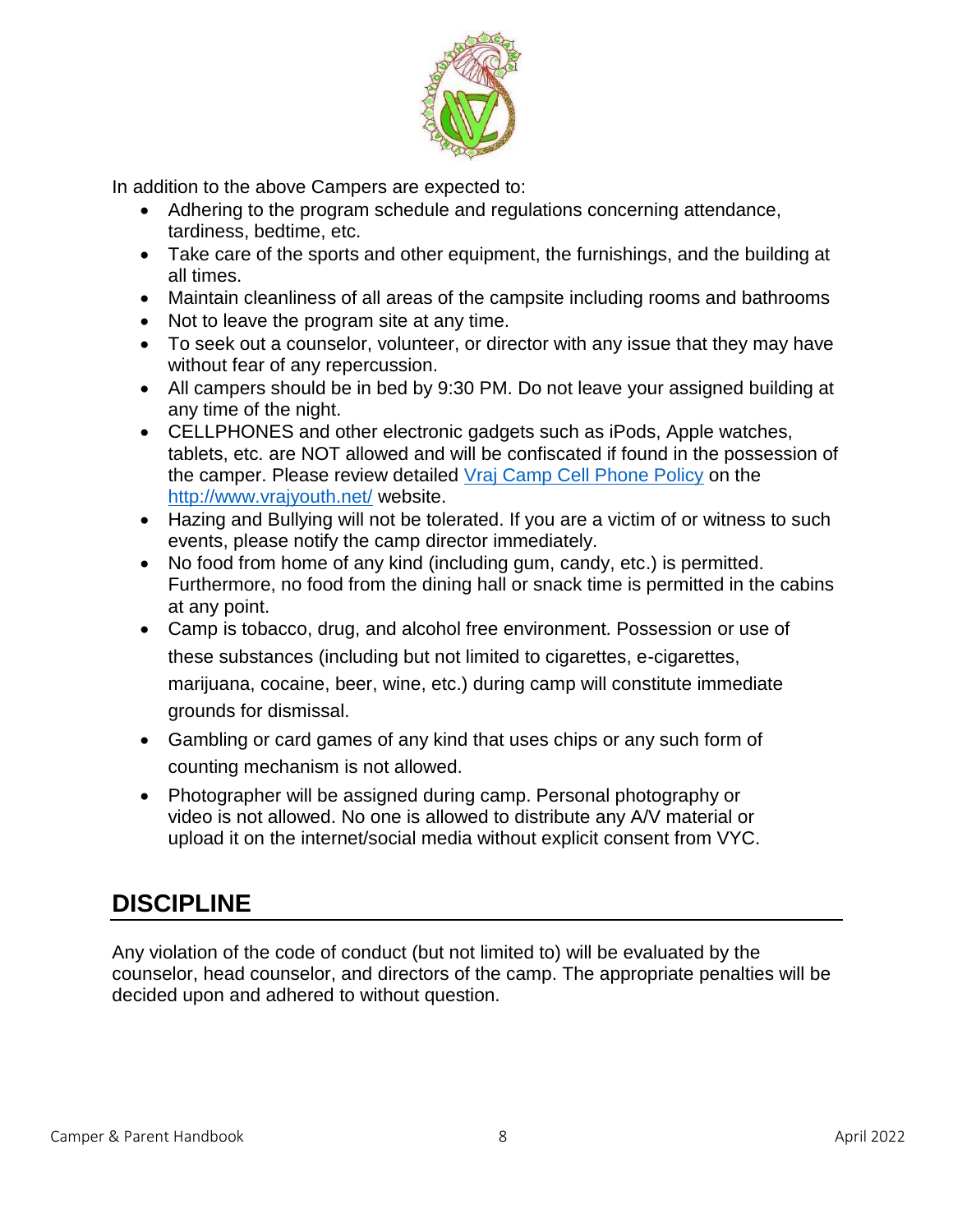In addition to the above Campers are expected to:

- Adhering to the program schedule and regulations concerning attendance, tardiness, bedtime, etc.
- Take care of the sports and other equipment, the furnishings, and the building at all times.
- Maintain cleanliness of all areas of the campsite including rooms and bathrooms
- Not to leave the program site at any time.
- To seek out a counselor, volunteer, or director with any issue that they may have without fear of any repercussion.
- All campers should be in bed by 9:30 PM. Do not leave your assigned building at any time of the night.
- CELLPHONES and other electronic gadgets such as iPods, Apple watches, tablets, etc. are NOT allowed and will be confiscated if found in the possession of the camper. Please review detailed [Vraj Camp Cell Phone Policy](http://www.vrajyouth.net/) on the [http://www.vrajyouth.net/](http://www.vrajyouth.net/) website.
- Hazing and Bullying will not be tolerated. If you are a victim of or witness to such events, please notify the camp director immediately.
- No food from home of any kind (including gum, candy, etc.) is permitted. Furthermore, no food from the dining hall or snack time is permitted in the cabins at any point.
- Camp is tobacco, drug, and alcohol free environment. Possession or use of these substances (including but not limited to cigarettes, e-cigarettes, marijuana, cocaine, beer, wine, etc.) during camp will constitute immediate grounds for dismissal.
- Gambling or card games of any kind that uses chips or any such form of counting mechanism is not allowed.
- Photographer will be assigned during camp. Personal photography or video is not allowed. No one is allowed to distribute any A/V material or upload it on the internet/social media without explicit consent from VYC.

## DISCIPLINE

Any violation of the code of conduct (but not limited to) will be evaluated by the counselor, head counselor, and directors of the camp. The appropriate penalties will be decided upon and adhered to without question.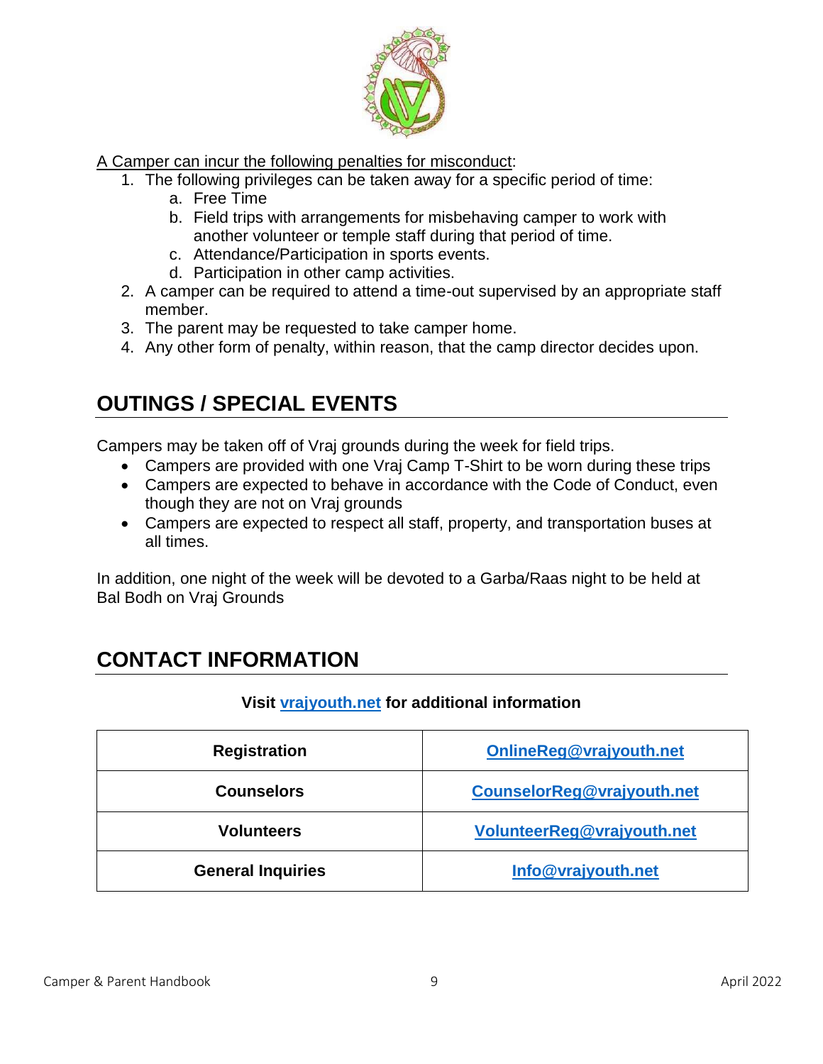A Camper can incur the following penalties for misconduct:

1. The following privileges can be taken away for a specific period of time:
   a. Free Time
   b. Field trips with arrangements for misbehaving camper to work with another volunteer or temple staff during that period of time.
   c. Attendance/Participation in sports events.
   d. Participation in other camp activities.
2. A camper can be required to attend a time-out supervised by an appropriate staff member.
3. The parent may be requested to take camper home.
4. Any other form of penalty, within reason, that the camp director decides upon.

## OUTINGS / SPECIAL EVENTS

Campers may be taken off of Vraj grounds during the week for field trips.

- Campers are provided with one Vraj Camp T-Shirt to be worn during these trips
- Campers are expected to behave in accordance with the Code of Conduct, even though they are not on Vraj grounds
- Campers are expected to respect all staff, property, and transportation buses at all times.

In addition, one night of the week will be devoted to a Garba/Raas night to be held at Bal Bodh on Vraj Grounds

## CONTACT INFORMATION

**Visit vrajyouth.net for additional information**

| Registration | OnlineReg@vrajyouth.net |
| --- | --- |
| Counselors | CounselorReg@vrajyouth.net |
| Volunteers | VolunteerReg@vrajyouth.net |
| General Inquiries | Info@vrajyouth.net |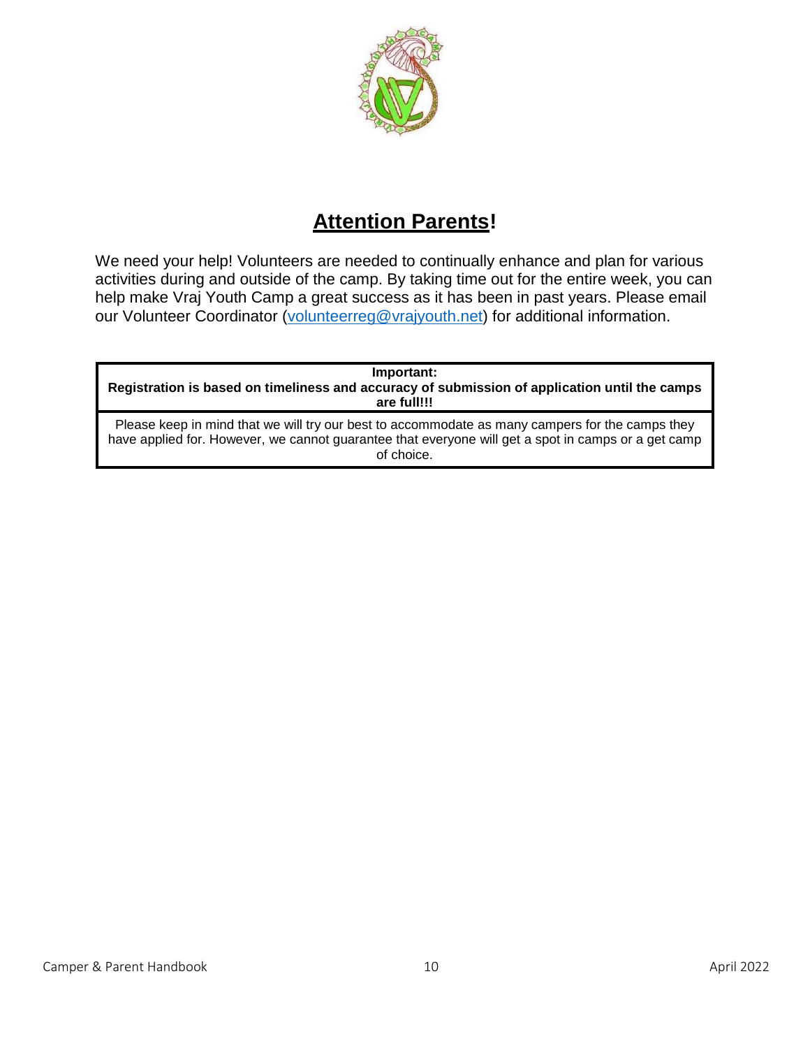# **Attention Parents!**

We need your help! Volunteers are needed to continually enhance and plan for various activities during and outside of the camp. By taking time out for the entire week, you can help make Vraj Youth Camp a great success as it has been in past years. Please email our Volunteer Coordinator (volunteerreg@vrajyouth.net) for additional information.

| **Important:** **Registration is based on timeliness and accuracy of submission of application until the camps are full!!!** |
| --- |
| Please keep in mind that we will try our best to accommodate as many campers for the camps they have applied for. However, we cannot guarantee that everyone will get a spot in camps or a get camp of choice. |